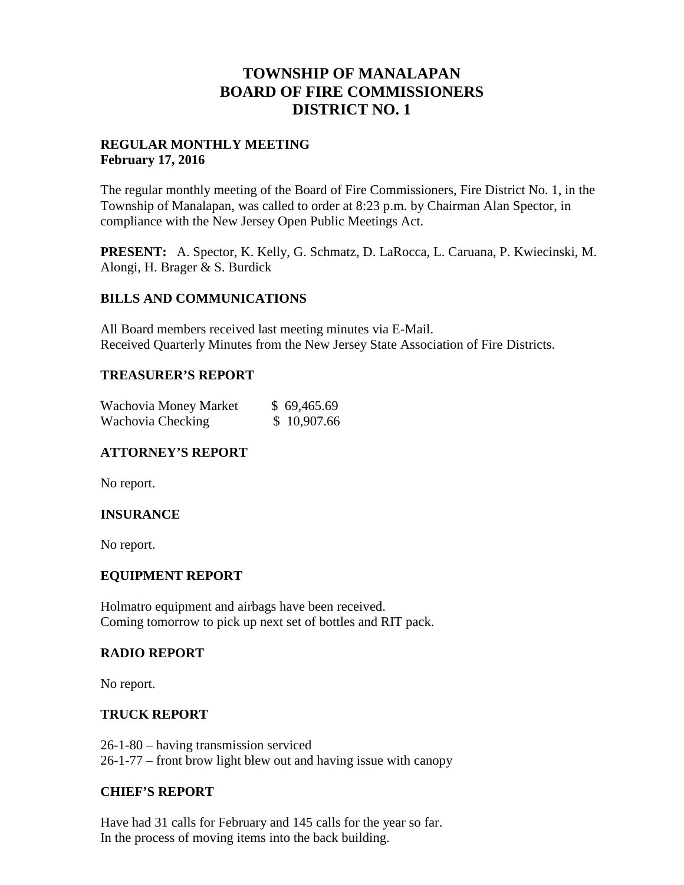# TOWNSHIP OF MANALAPAN
# BOARD OF FIRE COMMISSIONERS
# DISTRICT NO. 1

**REGULAR MONTHLY MEETING**
**February 17, 2016**

The regular monthly meeting of the Board of Fire Commissioners, Fire District No. 1, in the Township of Manalapan, was called to order at 8:23 p.m. by Chairman Alan Spector, in compliance with the New Jersey Open Public Meetings Act.

**PRESENT:** A. Spector, K. Kelly, G. Schmatz, D. LaRocca, L. Caruana, P. Kwiecinski, M. Alongi, H. Brager & S. Burdick

## BILLS AND COMMUNICATIONS

All Board members received last meeting minutes via E-Mail.
Received Quarterly Minutes from the New Jersey State Association of Fire Districts.

## TREASURER'S REPORT

| | |
|---|---|
| Wachovia Money Market | $ 69,465.69 |
| Wachovia Checking | $ 10,907.66 |

## ATTORNEY'S REPORT

No report.

## INSURANCE

No report.

## EQUIPMENT REPORT

Holmatro equipment and airbags have been received.
Coming tomorrow to pick up next set of bottles and RIT pack.

## RADIO REPORT

No report.

## TRUCK REPORT

26-1-80 – having transmission serviced
26-1-77 – front brow light blew out and having issue with canopy

## CHIEF'S REPORT

Have had 31 calls for February and 145 calls for the year so far.
In the process of moving items into the back building.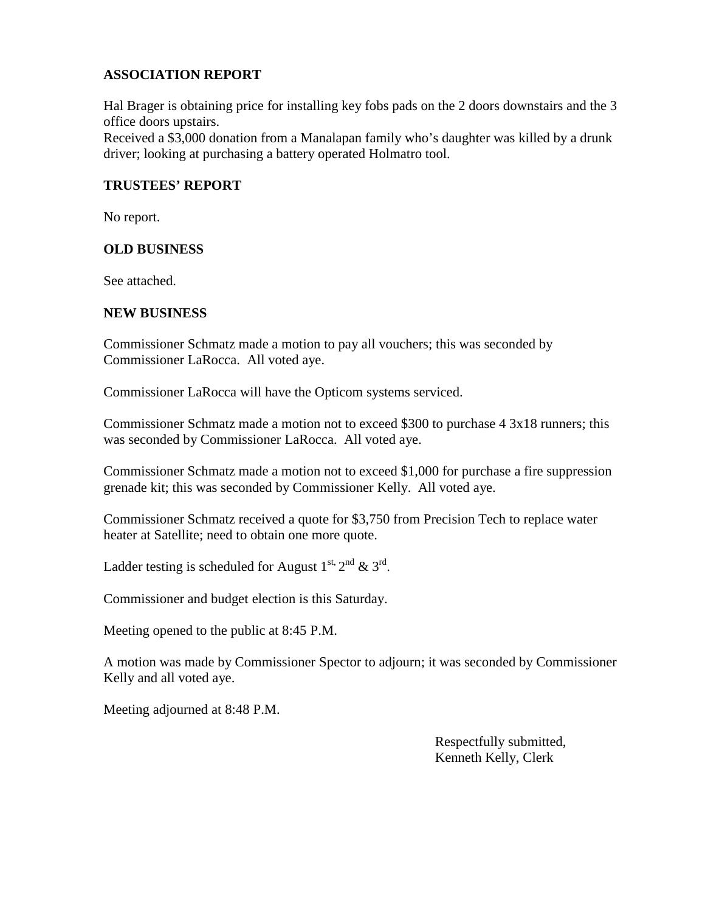**ASSOCIATION REPORT**

Hal Brager is obtaining price for installing key fobs pads on the 2 doors downstairs and the 3 office doors upstairs.
Received a $3,000 donation from a Manalapan family who's daughter was killed by a drunk driver; looking at purchasing a battery operated Holmatro tool.

**TRUSTEES' REPORT**

No report.

**OLD BUSINESS**

See attached.

**NEW BUSINESS**

Commissioner Schmatz made a motion to pay all vouchers; this was seconded by Commissioner LaRocca. All voted aye.

Commissioner LaRocca will have the Opticom systems serviced.

Commissioner Schmatz made a motion not to exceed $300 to purchase 4 3x18 runners; this was seconded by Commissioner LaRocca. All voted aye.

Commissioner Schmatz made a motion not to exceed $1,000 for purchase a fire suppression grenade kit; this was seconded by Commissioner Kelly. All voted aye.

Commissioner Schmatz received a quote for $3,750 from Precision Tech to replace water heater at Satellite; need to obtain one more quote.

Ladder testing is scheduled for August 1st, 2nd & 3rd.

Commissioner and budget election is this Saturday.

Meeting opened to the public at 8:45 P.M.

A motion was made by Commissioner Spector to adjourn; it was seconded by Commissioner Kelly and all voted aye.

Meeting adjourned at 8:48 P.M.

Respectfully submitted,
Kenneth Kelly, Clerk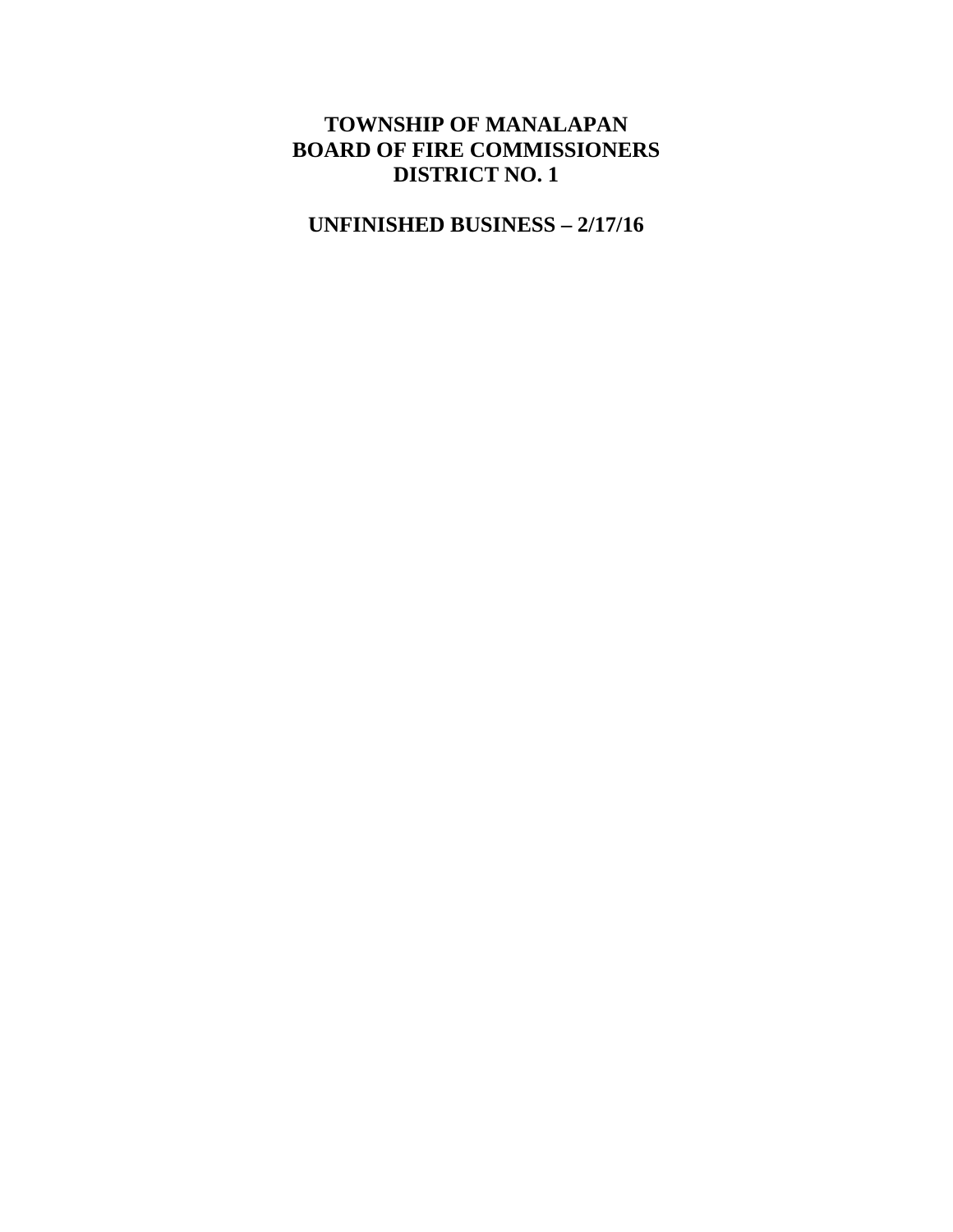# TOWNSHIP OF MANALAPAN
# BOARD OF FIRE COMMISSIONERS
# DISTRICT NO. 1

## UNFINISHED BUSINESS – 2/17/16